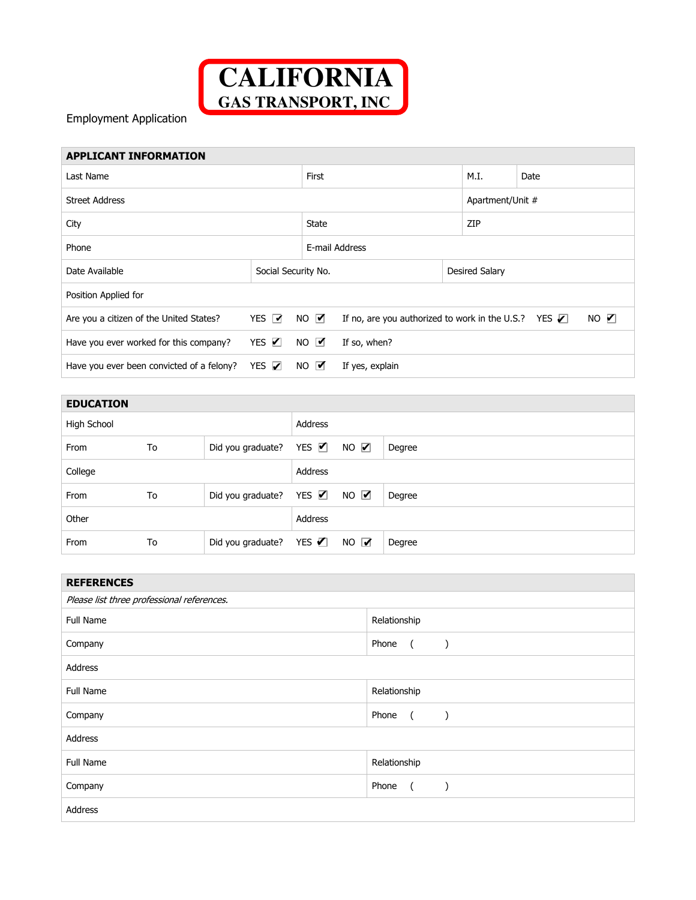# CALIFORNIA GAS TRANSPORT, INC

Employment Application

## APPLICANT INFORMATION

| Last Name | First | M.I. | Date |
|---|---|---|---|
| Street Address | | Apartment/Unit # | |
| City | State | ZIP | |
| Phone | E-mail Address | | |

| Date Available | Social Security No. | Desired Salary |
|---|---|---|
| Position Applied for | | |

| | | | |
|---|---|---|---|
| Are you a citizen of the United States? | YES ☑ NO ☑ | If no, are you authorized to work in the U.S.? | YES ☑ NO ☑ |
| Have you ever worked for this company? | YES ☑ NO ☑ | If so, when? | |
| Have you ever been convicted of a felony? | YES ☑ NO ☑ | If yes, explain | |

## EDUCATION

| | | | |
|---|---|---|---|
| High School | | Address | |
| From | To | Did you graduate? YES ☑ NO ☑ | Degree |
| College | | Address | |
| From | To | Did you graduate? YES ☑ NO ☑ | Degree |
| Other | | Address | |
| From | To | Did you graduate? YES ☑ NO ☑ | Degree |

## REFERENCES

*Please list three professional references.*

| | |
|---|---|
| Full Name | Relationship |
| Company | Phone ( ) |
| Address | |
| Full Name | Relationship |
| Company | Phone ( ) |
| Address | |
| Full Name | Relationship |
| Company | Phone ( ) |
| Address | |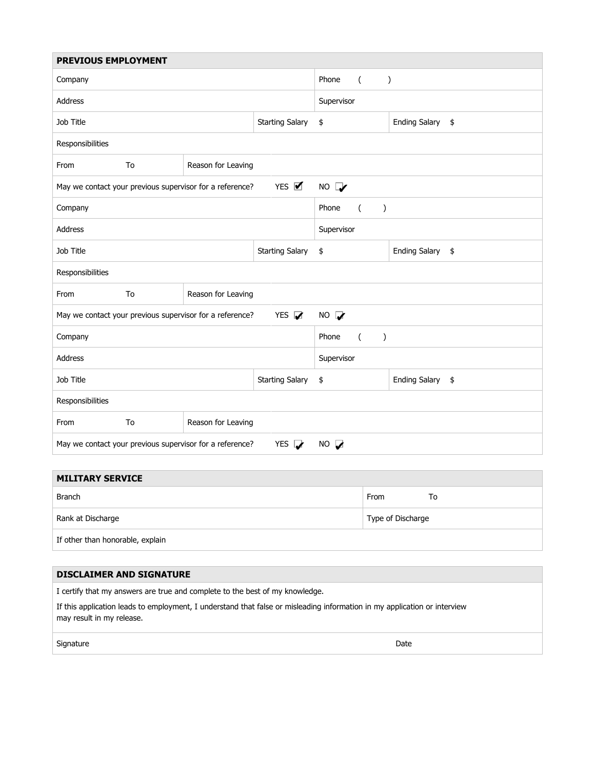## PREVIOUS EMPLOYMENT

| | | | | |
|---|---|---|---|---|
| Company | | | Phone ( ) | |
| Address | | | Supervisor | |
| Job Title | | Starting Salary | $ | Ending Salary $ |
| Responsibilities | | | | |
| From To | Reason for Leaving | | | |
| May we contact your previous supervisor for a reference? | | YES ☑ | NO ☐ | |
| Company | | | Phone ( ) | |
| Address | | | Supervisor | |
| Job Title | | Starting Salary | $ | Ending Salary $ |
| Responsibilities | | | | |
| From To | Reason for Leaving | | | |
| May we contact your previous supervisor for a reference? | | YES ☐ | NO ☐ | |
| Company | | | Phone ( ) | |
| Address | | | Supervisor | |
| Job Title | | Starting Salary | $ | Ending Salary $ |
| Responsibilities | | | | |
| From To | Reason for Leaving | | | |
| May we contact your previous supervisor for a reference? | | YES ☐ | NO ☐ | |

## MILITARY SERVICE

| | |
|---|---|
| Branch | From To |
| Rank at Discharge | Type of Discharge |
| If other than honorable, explain | |

## DISCLAIMER AND SIGNATURE

I certify that my answers are true and complete to the best of my knowledge.

If this application leads to employment, I understand that false or misleading information in my application or interview may result in my release.

| | |
|---|---|
| Signature | Date |